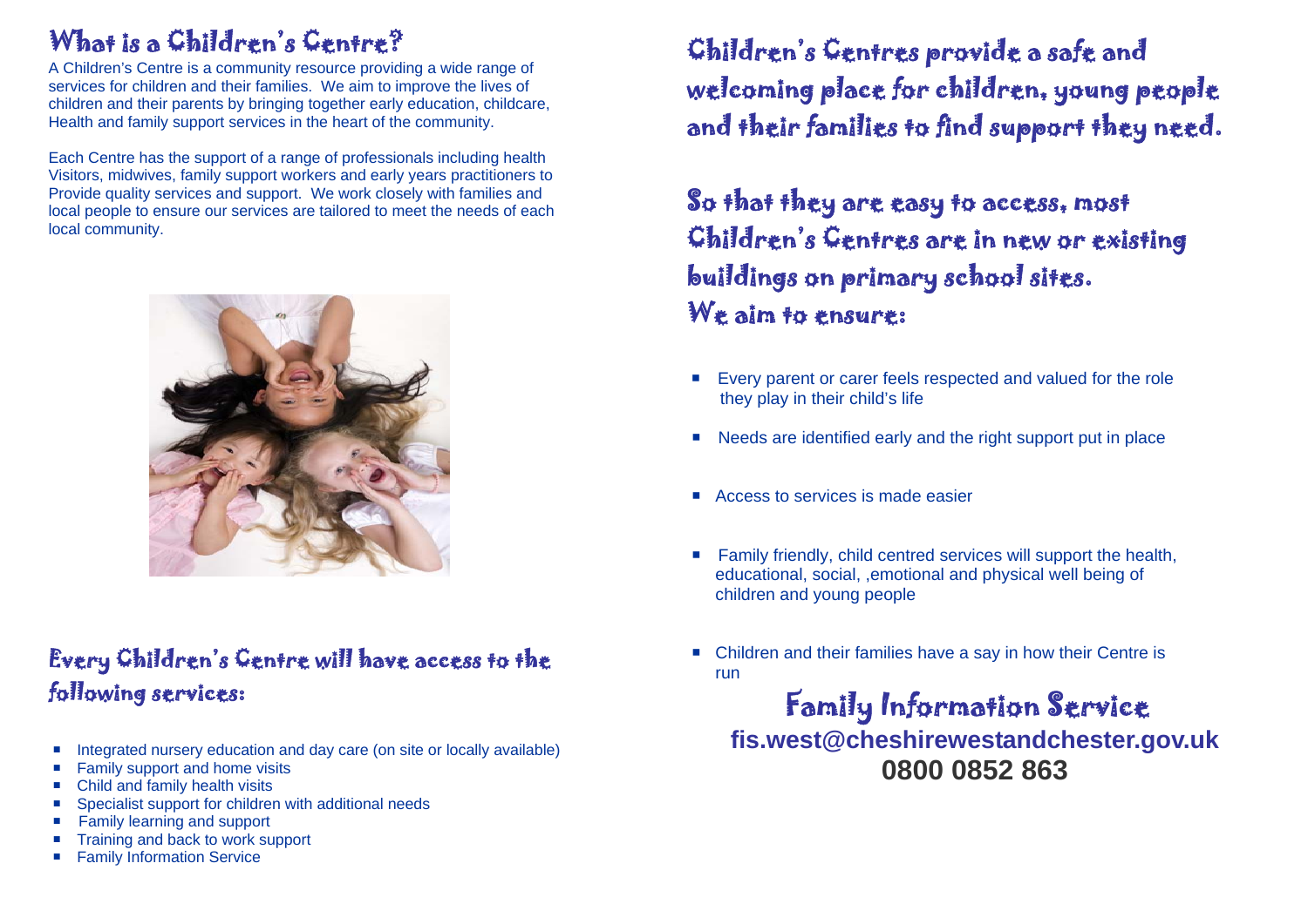## What is a Children's Centre?

A Children's Centre is a community resource providing a wide range of services for children and their families. We aim to improve the lives of children and their parents by bringing together early education, childcare, Health and family support services in the heart of the community.

Each Centre has the support of a range of professionals including health Visitors, midwives, family support workers and early years practitioners to Provide quality services and support. We work closely with families and local people to ensure our services are tailored to meet the needs of each local community.

## Every Children's Centre will have access to the following services:

- Integrated nursery education and day care (on site or locally available)
- Family support and home visits
- Child and family health visits
- Specialist support for children with additional needs
- Family learning and support
- Training and back to work support
- Family Information Service

## Children's Centres provide a safe and welcoming place for children, young people and their families to find support they need.

## So that they are easy to access, most Children's Centres are in new or existing buildings on primary school sites.

## We aim to ensure:

- Every parent or carer feels respected and valued for the role they play in their child's life
- Needs are identified early and the right support put in place
- Access to services is made easier
- Family friendly, child centred services will support the health, educational, social, ,emotional and physical well being of children and young people
- Children and their families have a say in how their Centre is run

## Family Information Service

**fis.west@cheshirewestandchester.gov.uk**

**0800 0852 863**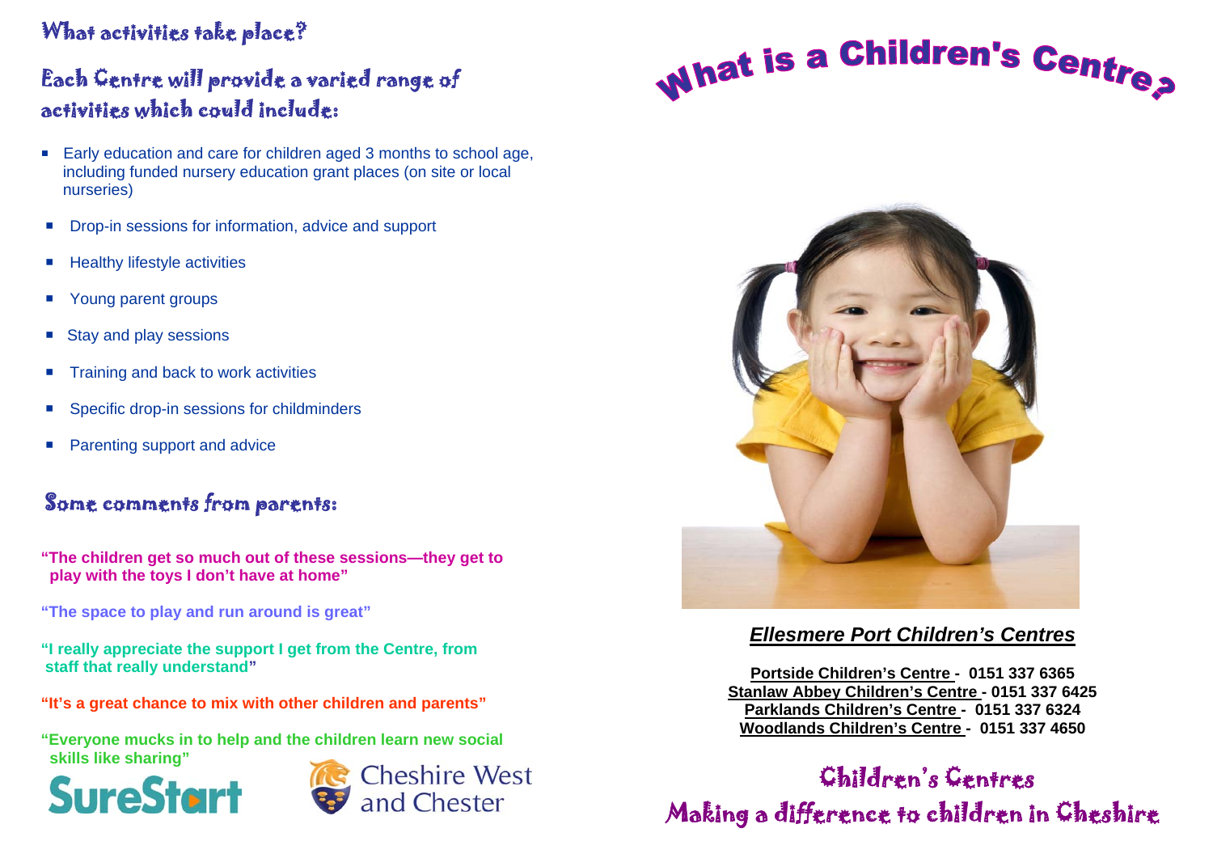## What activities take place?

### Each Centre will provide a varied range of activities which could include:

- Early education and care for children aged 3 months to school age, including funded nursery education grant places (on site or local nurseries)
- Drop-in sessions for information, advice and support
- Healthy lifestyle activities
- Young parent groups
- Stay and play sessions
- Training and back to work activities
- Specific drop-in sessions for childminders
- Parenting support and advice

## Some comments from parents:

**"The children get so much out of these sessions—they get to play with the toys I don't have at home"**

**"The space to play and run around is great"**

**"I really appreciate the support I get from the Centre, from staff that really understand"**

**"It's a great chance to mix with other children and parents"**

**"Everyone mucks in to help and the children learn new social skills like sharing"**

SureStart

Cheshire West and Chester

# What is a Children's Centre?

***Ellesmere Port Children's Centres***

**Portside Children's Centre - 0151 337 6365**
**Stanlaw Abbey Children's Centre - 0151 337 6425**
**Parklands Children's Centre - 0151 337 6324**
**Woodlands Children's Centre - 0151 337 4650**

## Children's Centres
## Making a difference to children in Cheshire